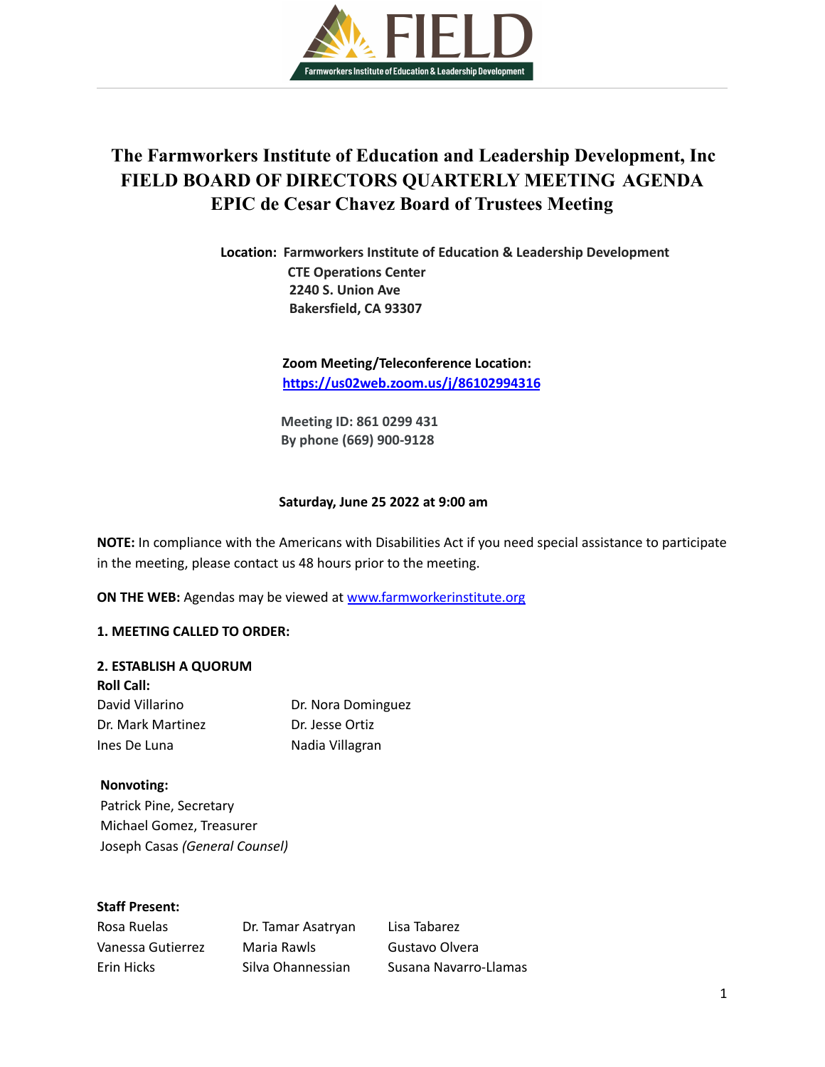# The Farmworkers Institute of Education and Leadership Development, Inc
# FIELD BOARD OF DIRECTORS QUARTERLY MEETING AGENDA
# EPIC de Cesar Chavez Board of Trustees Meeting

**Location: Farmworkers Institute of Education & Leadership Development**
**CTE Operations Center**
**2240 S. Union Ave**
**Bakersfield, CA 93307**

**Zoom Meeting/Teleconference Location:**
**https://us02web.zoom.us/j/86102994316**

**Meeting ID: 861 0299 431**
**By phone (669) 900-9128**

**Saturday, June 25 2022 at 9:00 am**

**NOTE:** In compliance with the Americans with Disabilities Act if you need special assistance to participate in the meeting, please contact us 48 hours prior to the meeting.

**ON THE WEB:** Agendas may be viewed at www.farmworkerinstitute.org

**1. MEETING CALLED TO ORDER:**

**2. ESTABLISH A QUORUM**

**Roll Call:**

David Villarino
Dr. Mark Martinez
Ines De Luna
Dr. Nora Dominguez
Dr. Jesse Ortiz
Nadia Villagran

**Nonvoting:**

Patrick Pine, Secretary
Michael Gomez, Treasurer
Joseph Casas *(General Counsel)*

**Staff Present:**

Rosa Ruelas
Vanessa Gutierrez
Erin Hicks
Dr. Tamar Asatryan
Maria Rawls
Silva Ohannessian
Lisa Tabarez
Gustavo Olvera
Susana Navarro-Llamas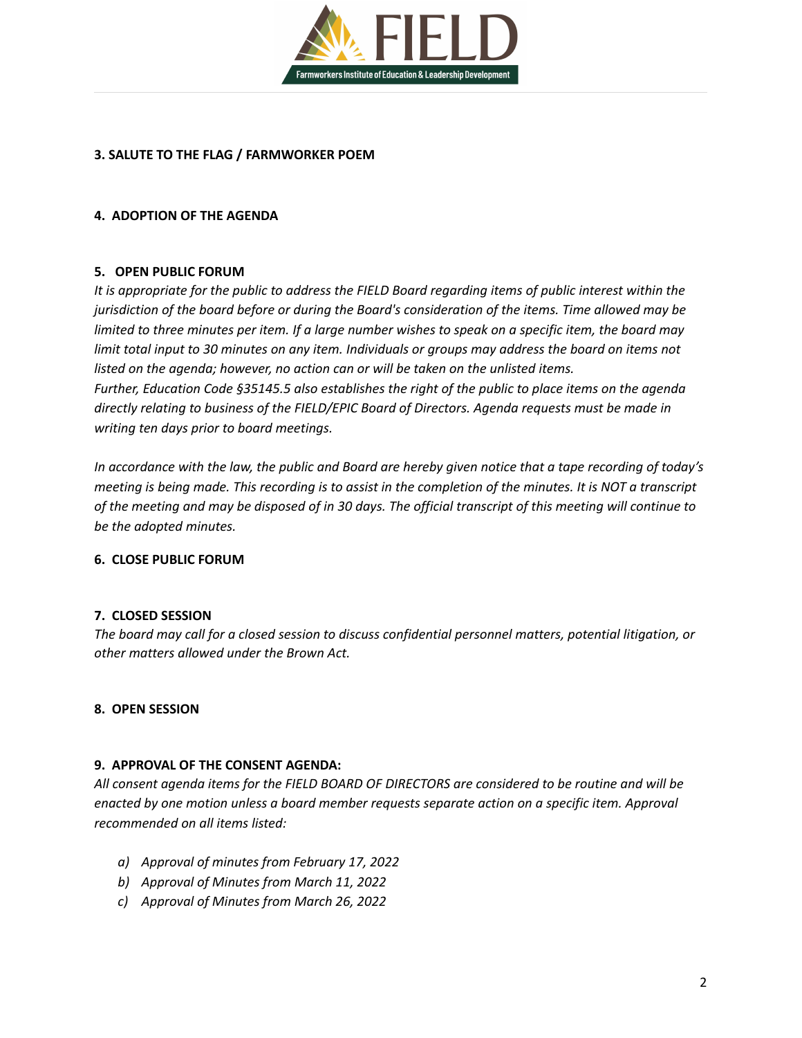**3. SALUTE TO THE FLAG / FARMWORKER POEM**

**4. ADOPTION OF THE AGENDA**

**5. OPEN PUBLIC FORUM**

*It is appropriate for the public to address the FIELD Board regarding items of public interest within the jurisdiction of the board before or during the Board's consideration of the items. Time allowed may be limited to three minutes per item. If a large number wishes to speak on a specific item, the board may limit total input to 30 minutes on any item. Individuals or groups may address the board on items not listed on the agenda; however, no action can or will be taken on the unlisted items.*
*Further, Education Code §35145.5 also establishes the right of the public to place items on the agenda directly relating to business of the FIELD/EPIC Board of Directors. Agenda requests must be made in writing ten days prior to board meetings.*

*In accordance with the law, the public and Board are hereby given notice that a tape recording of today's meeting is being made. This recording is to assist in the completion of the minutes. It is NOT a transcript of the meeting and may be disposed of in 30 days. The official transcript of this meeting will continue to be the adopted minutes.*

**6. CLOSE PUBLIC FORUM**

**7. CLOSED SESSION**

*The board may call for a closed session to discuss confidential personnel matters, potential litigation, or other matters allowed under the Brown Act.*

**8. OPEN SESSION**

**9. APPROVAL OF THE CONSENT AGENDA:**

*All consent agenda items for the FIELD BOARD OF DIRECTORS are considered to be routine and will be enacted by one motion unless a board member requests separate action on a specific item. Approval recommended on all items listed:*

a) *Approval of minutes from February 17, 2022*
b) *Approval of Minutes from March 11, 2022*
c) *Approval of Minutes from March 26, 2022*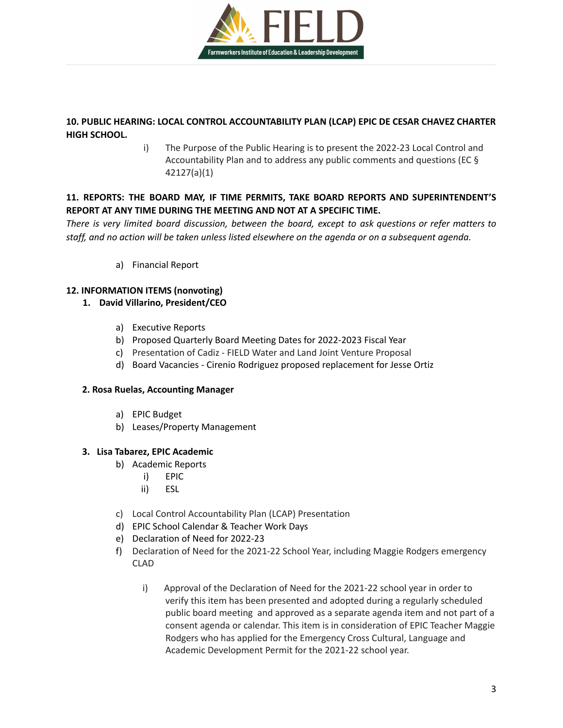**10. PUBLIC HEARING: LOCAL CONTROL ACCOUNTABILITY PLAN (LCAP) EPIC DE CESAR CHAVEZ CHARTER HIGH SCHOOL.**

i) The Purpose of the Public Hearing is to present the 2022-23 Local Control and Accountability Plan and to address any public comments and questions (EC § 42127(a)(1)

**11. REPORTS: THE BOARD MAY, IF TIME PERMITS, TAKE BOARD REPORTS AND SUPERINTENDENT'S REPORT AT ANY TIME DURING THE MEETING AND NOT AT A SPECIFIC TIME.**

*There is very limited board discussion, between the board, except to ask questions or refer matters to staff, and no action will be taken unless listed elsewhere on the agenda or on a subsequent agenda.*

a) Financial Report

**12. INFORMATION ITEMS (nonvoting)**

**1. David Villarino, President/CEO**

a) Executive Reports
b) Proposed Quarterly Board Meeting Dates for 2022-2023 Fiscal Year
c) Presentation of Cadiz - FIELD Water and Land Joint Venture Proposal
d) Board Vacancies - Cirenio Rodriguez proposed replacement for Jesse Ortiz

**2. Rosa Ruelas, Accounting Manager**

a) EPIC Budget
b) Leases/Property Management

**3. Lisa Tabarez, EPIC Academic**

b) Academic Reports
   i) EPIC
   ii) ESL

c) Local Control Accountability Plan (LCAP) Presentation
d) EPIC School Calendar & Teacher Work Days
e) Declaration of Need for 2022-23
f) Declaration of Need for the 2021-22 School Year, including Maggie Rodgers emergency CLAD

   i) Approval of the Declaration of Need for the 2021-22 school year in order to verify this item has been presented and adopted during a regularly scheduled public board meeting and approved as a separate agenda item and not part of a consent agenda or calendar. This item is in consideration of EPIC Teacher Maggie Rodgers who has applied for the Emergency Cross Cultural, Language and Academic Development Permit for the 2021-22 school year.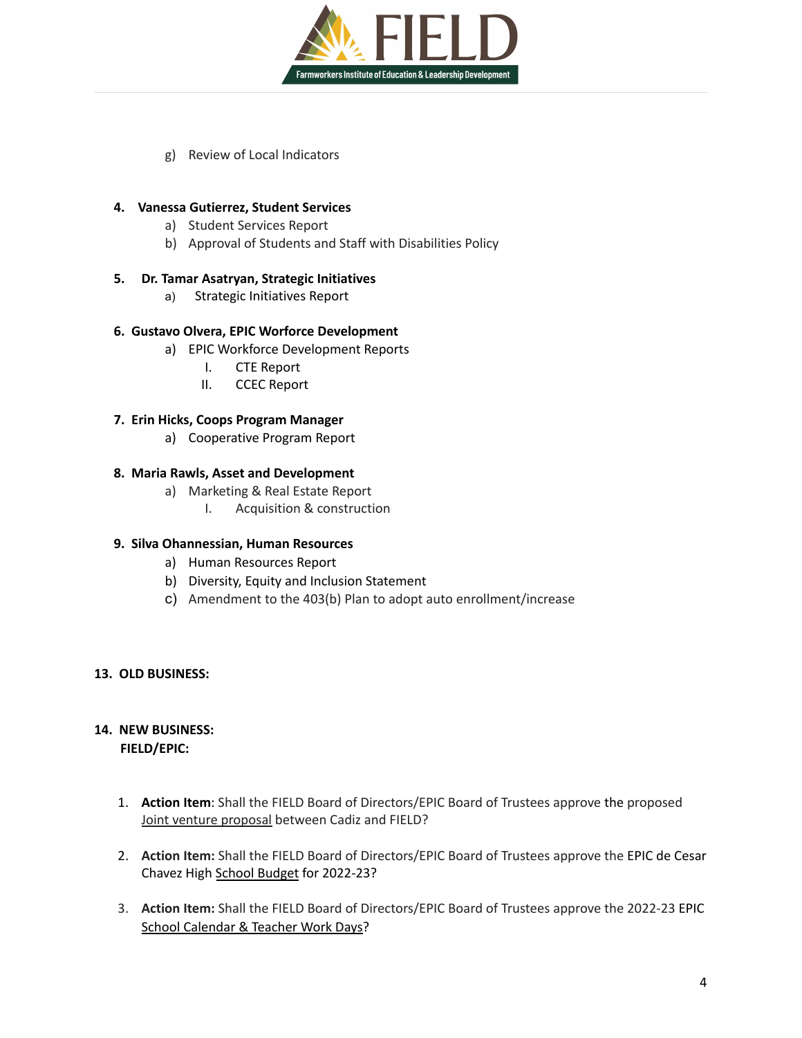g) Review of Local Indicators

**4. Vanessa Gutierrez, Student Services**

a) Student Services Report
b) Approval of Students and Staff with Disabilities Policy

**5. Dr. Tamar Asatryan, Strategic Initiatives**

a) Strategic Initiatives Report

**6. Gustavo Olvera, EPIC Worforce Development**

a) EPIC Workforce Development Reports
   I. CTE Report
   II. CCEC Report

**7. Erin Hicks, Coops Program Manager**

a) Cooperative Program Report

**8. Maria Rawls, Asset and Development**

a) Marketing & Real Estate Report
   I. Acquisition & construction

**9. Silva Ohannessian, Human Resources**

a) Human Resources Report
b) Diversity, Equity and Inclusion Statement
c) Amendment to the 403(b) Plan to adopt auto enrollment/increase

**13. OLD BUSINESS:**

**14. NEW BUSINESS:**
**FIELD/EPIC:**

1. **Action Item**: Shall the FIELD Board of Directors/EPIC Board of Trustees approve the proposed Joint venture proposal between Cadiz and FIELD?

2. **Action Item:** Shall the FIELD Board of Directors/EPIC Board of Trustees approve the EPIC de Cesar Chavez High School Budget for 2022-23?

3. **Action Item:** Shall the FIELD Board of Directors/EPIC Board of Trustees approve the 2022-23 EPIC School Calendar & Teacher Work Days?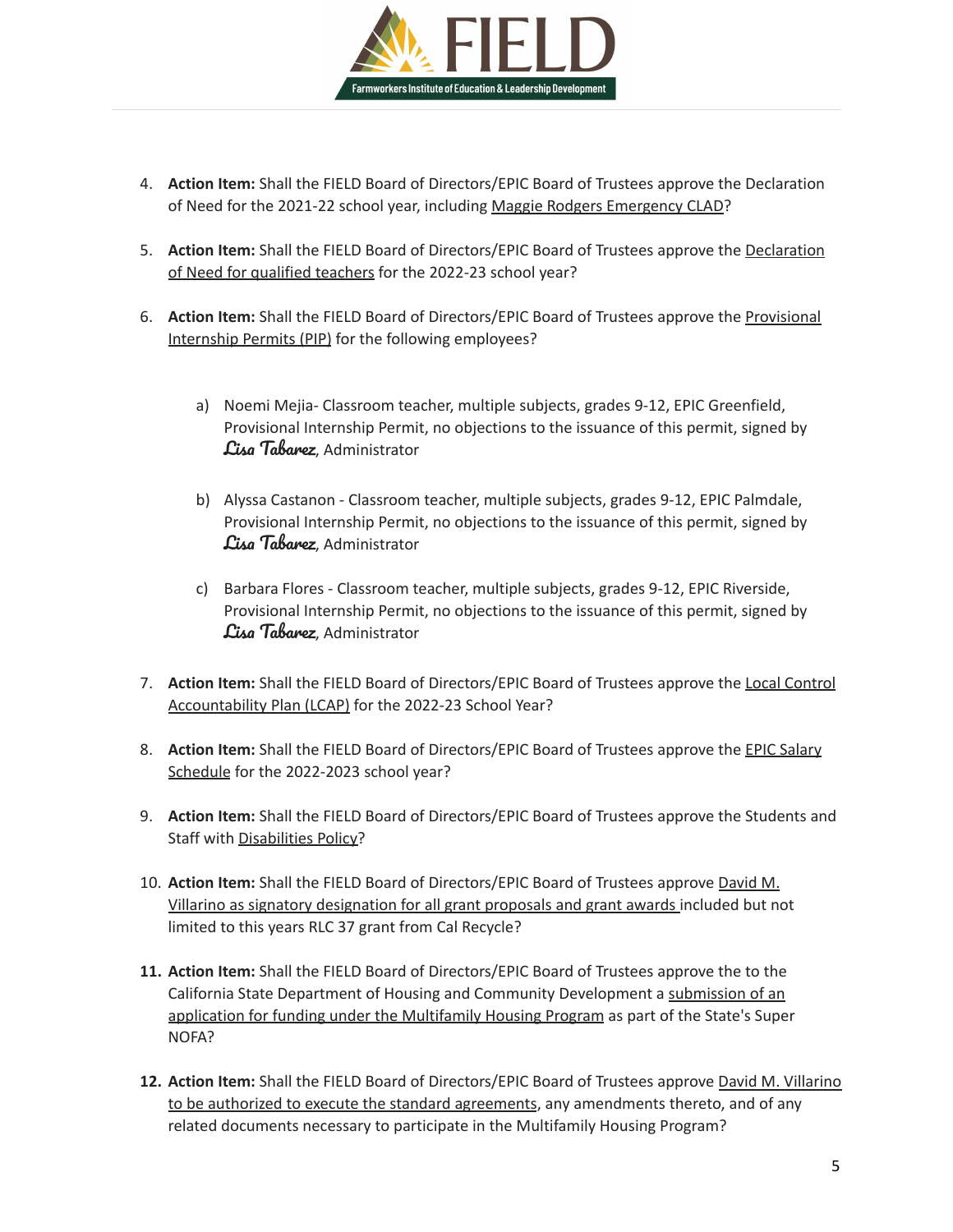4. **Action Item:** Shall the FIELD Board of Directors/EPIC Board of Trustees approve the Declaration of Need for the 2021-22 school year, including Maggie Rodgers Emergency CLAD?

5. **Action Item:** Shall the FIELD Board of Directors/EPIC Board of Trustees approve the Declaration of Need for qualified teachers for the 2022-23 school year?

6. **Action Item:** Shall the FIELD Board of Directors/EPIC Board of Trustees approve the Provisional Internship Permits (PIP) for the following employees?

   a) Noemi Mejia- Classroom teacher, multiple subjects, grades 9-12, EPIC Greenfield, Provisional Internship Permit, no objections to the issuance of this permit, signed by *Lisa Tabarez*, Administrator

   b) Alyssa Castanon - Classroom teacher, multiple subjects, grades 9-12, EPIC Palmdale, Provisional Internship Permit, no objections to the issuance of this permit, signed by *Lisa Tabarez*, Administrator

   c) Barbara Flores - Classroom teacher, multiple subjects, grades 9-12, EPIC Riverside, Provisional Internship Permit, no objections to the issuance of this permit, signed by *Lisa Tabarez*, Administrator

7. **Action Item:** Shall the FIELD Board of Directors/EPIC Board of Trustees approve the Local Control Accountability Plan (LCAP) for the 2022-23 School Year?

8. **Action Item:** Shall the FIELD Board of Directors/EPIC Board of Trustees approve the EPIC Salary Schedule for the 2022-2023 school year?

9. **Action Item:** Shall the FIELD Board of Directors/EPIC Board of Trustees approve the Students and Staff with Disabilities Policy?

10. **Action Item:** Shall the FIELD Board of Directors/EPIC Board of Trustees approve David M. Villarino as signatory designation for all grant proposals and grant awards included but not limited to this years RLC 37 grant from Cal Recycle?

11. **Action Item:** Shall the FIELD Board of Directors/EPIC Board of Trustees approve the to the California State Department of Housing and Community Development a submission of an application for funding under the Multifamily Housing Program as part of the State's Super NOFA?

12. **Action Item:** Shall the FIELD Board of Directors/EPIC Board of Trustees approve David M. Villarino to be authorized to execute the standard agreements, any amendments thereto, and of any related documents necessary to participate in the Multifamily Housing Program?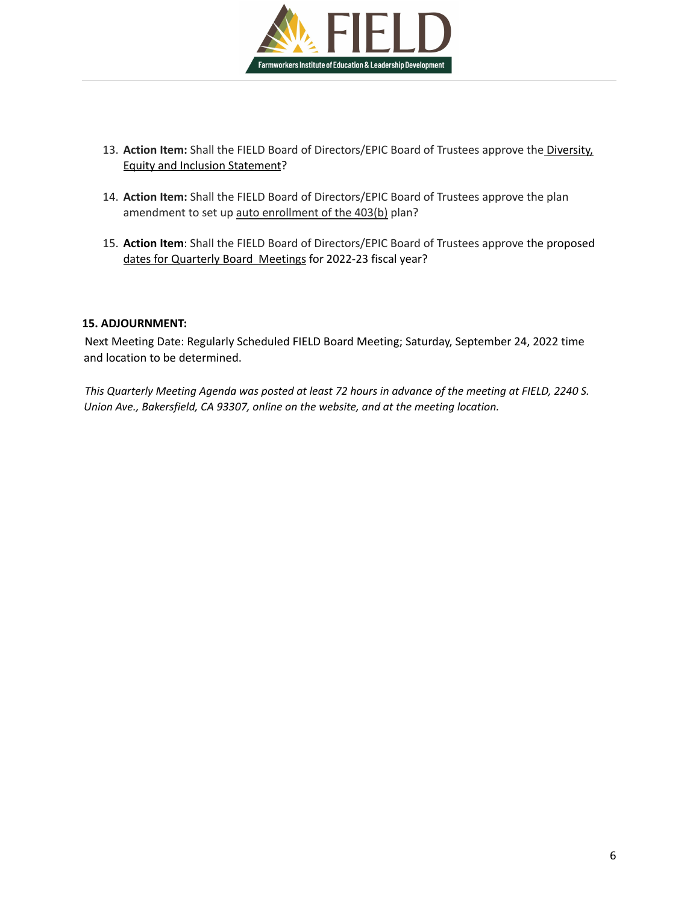13. **Action Item:** Shall the FIELD Board of Directors/EPIC Board of Trustees approve the Diversity, Equity and Inclusion Statement?

14. **Action Item:** Shall the FIELD Board of Directors/EPIC Board of Trustees approve the plan amendment to set up auto enrollment of the 403(b) plan?

15. **Action Item**: Shall the FIELD Board of Directors/EPIC Board of Trustees approve the proposed dates for Quarterly Board Meetings for 2022-23 fiscal year?

**15. ADJOURNMENT:**

Next Meeting Date: Regularly Scheduled FIELD Board Meeting; Saturday, September 24, 2022 time and location to be determined.

*This Quarterly Meeting Agenda was posted at least 72 hours in advance of the meeting at FIELD, 2240 S. Union Ave., Bakersfield, CA 93307, online on the website, and at the meeting location.*